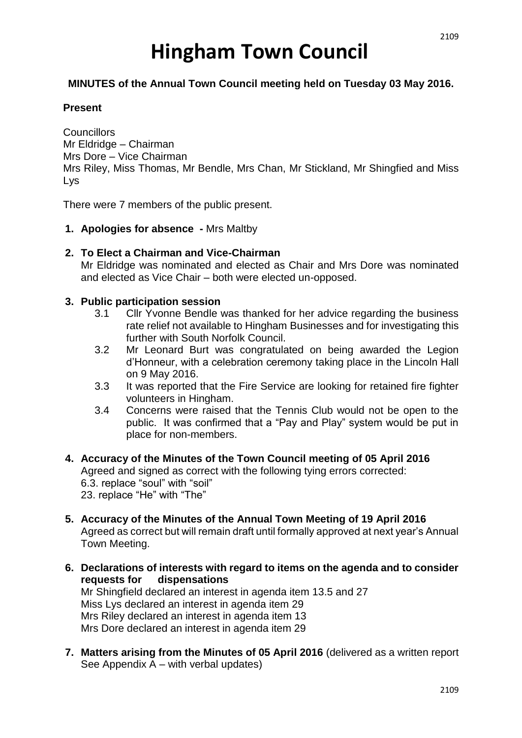# Hingham Town Council

**MINUTES of the Annual Town Council meeting held on Tuesday 03 May 2016.**

**Present**

Councillors
Mr Eldridge – Chairman
Mrs Dore – Vice Chairman
Mrs Riley, Miss Thomas, Mr Bendle, Mrs Chan, Mr Stickland, Mr Shingfied and Miss Lys

There were 7 members of the public present.

1. **Apologies for absence -** Mrs Maltby

2. **To Elect a Chairman and Vice-Chairman**
   Mr Eldridge was nominated and elected as Chair and Mrs Dore was nominated and elected as Vice Chair – both were elected un-opposed.

3. **Public participation session**
   3.1 Cllr Yvonne Bendle was thanked for her advice regarding the business rate relief not available to Hingham Businesses and for investigating this further with South Norfolk Council.
   3.2 Mr Leonard Burt was congratulated on being awarded the Legion d'Honneur, with a celebration ceremony taking place in the Lincoln Hall on 9 May 2016.
   3.3 It was reported that the Fire Service are looking for retained fire fighter volunteers in Hingham.
   3.4 Concerns were raised that the Tennis Club would not be open to the public. It was confirmed that a "Pay and Play" system would be put in place for non-members.

4. **Accuracy of the Minutes of the Town Council meeting of 05 April 2016**
   Agreed and signed as correct with the following tying errors corrected:
   6.3. replace "soul" with "soil"
   23. replace "He" with "The"

5. **Accuracy of the Minutes of the Annual Town Meeting of 19 April 2016**
   Agreed as correct but will remain draft until formally approved at next year's Annual Town Meeting.

6. **Declarations of interests with regard to items on the agenda and to consider requests for dispensations**
   Mr Shingfield declared an interest in agenda item 13.5 and 27
   Miss Lys declared an interest in agenda item 29
   Mrs Riley declared an interest in agenda item 13
   Mrs Dore declared an interest in agenda item 29

7. **Matters arising from the Minutes of 05 April 2016** (delivered as a written report See Appendix A – with verbal updates)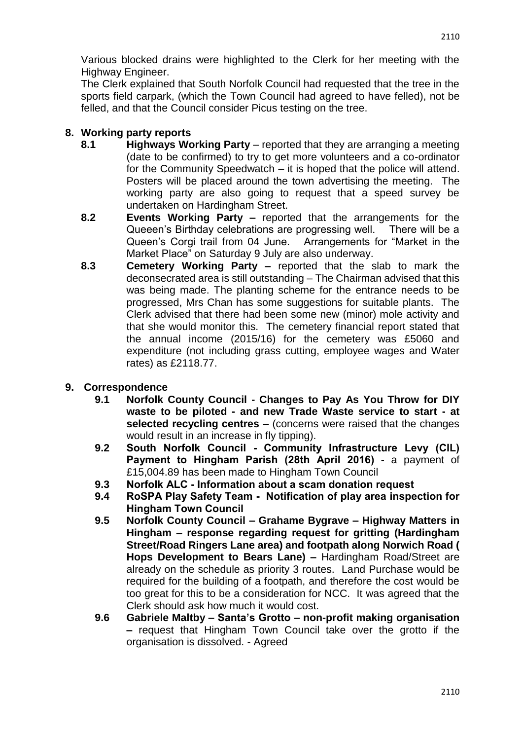Various blocked drains were highlighted to the Clerk for her meeting with the Highway Engineer.

The Clerk explained that South Norfolk Council had requested that the tree in the sports field carpark, (which the Town Council had agreed to have felled), not be felled, and that the Council consider Picus testing on the tree.

## 8. Working party reports

**8.1 Highways Working Party** – reported that they are arranging a meeting (date to be confirmed) to try to get more volunteers and a co-ordinator for the Community Speedwatch – it is hoped that the police will attend. Posters will be placed around the town advertising the meeting. The working party are also going to request that a speed survey be undertaken on Hardingham Street.

**8.2 Events Working Party –** reported that the arrangements for the Queeen's Birthday celebrations are progressing well. There will be a Queen's Corgi trail from 04 June. Arrangements for "Market in the Market Place" on Saturday 9 July are also underway.

**8.3 Cemetery Working Party –** reported that the slab to mark the deconsecrated area is still outstanding – The Chairman advised that this was being made. The planting scheme for the entrance needs to be progressed, Mrs Chan has some suggestions for suitable plants. The Clerk advised that there had been some new (minor) mole activity and that she would monitor this. The cemetery financial report stated that the annual income (2015/16) for the cemetery was £5060 and expenditure (not including grass cutting, employee wages and Water rates) as £2118.77.

## 9. Correspondence

**9.1 Norfolk County Council - Changes to Pay As You Throw for DIY waste to be piloted - and new Trade Waste service to start - at selected recycling centres –** (concerns were raised that the changes would result in an increase in fly tipping).

**9.2 South Norfolk Council - Community Infrastructure Levy (CIL) Payment to Hingham Parish (28th April 2016) -** a payment of £15,004.89 has been made to Hingham Town Council

**9.3 Norfolk ALC - Information about a scam donation request**

**9.4 RoSPA Play Safety Team - Notification of play area inspection for Hingham Town Council**

**9.5 Norfolk County Council – Grahame Bygrave – Highway Matters in Hingham – response regarding request for gritting (Hardingham Street/Road Ringers Lane area) and footpath along Norwich Road ( Hops Development to Bears Lane) –** Hardingham Road/Street are already on the schedule as priority 3 routes. Land Purchase would be required for the building of a footpath, and therefore the cost would be too great for this to be a consideration for NCC. It was agreed that the Clerk should ask how much it would cost.

**9.6 Gabriele Maltby – Santa's Grotto – non-profit making organisation –** request that Hingham Town Council take over the grotto if the organisation is dissolved. - Agreed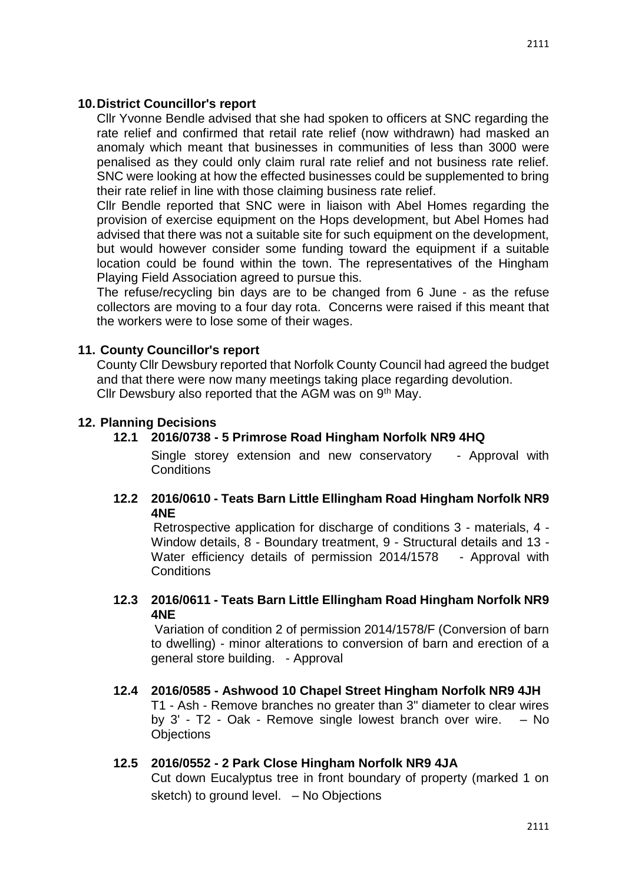## 10. District Councillor's report

Cllr Yvonne Bendle advised that she had spoken to officers at SNC regarding the rate relief and confirmed that retail rate relief (now withdrawn) had masked an anomaly which meant that businesses in communities of less than 3000 were penalised as they could only claim rural rate relief and not business rate relief. SNC were looking at how the effected businesses could be supplemented to bring their rate relief in line with those claiming business rate relief.

Cllr Bendle reported that SNC were in liaison with Abel Homes regarding the provision of exercise equipment on the Hops development, but Abel Homes had advised that there was not a suitable site for such equipment on the development, but would however consider some funding toward the equipment if a suitable location could be found within the town. The representatives of the Hingham Playing Field Association agreed to pursue this.

The refuse/recycling bin days are to be changed from 6 June - as the refuse collectors are moving to a four day rota. Concerns were raised if this meant that the workers were to lose some of their wages.

## 11. County Councillor's report

County Cllr Dewsbury reported that Norfolk County Council had agreed the budget and that there were now many meetings taking place regarding devolution.
Cllr Dewsbury also reported that the AGM was on 9th May.

## 12. Planning Decisions

### 12.1 2016/0738 - 5 Primrose Road Hingham Norfolk NR9 4HQ

Single storey extension and new conservatory - Approval with Conditions

### 12.2 2016/0610 - Teats Barn Little Ellingham Road Hingham Norfolk NR9 4NE

Retrospective application for discharge of conditions 3 - materials, 4 - Window details, 8 - Boundary treatment, 9 - Structural details and 13 - Water efficiency details of permission 2014/1578 - Approval with Conditions

### 12.3 2016/0611 - Teats Barn Little Ellingham Road Hingham Norfolk NR9 4NE

Variation of condition 2 of permission 2014/1578/F (Conversion of barn to dwelling) - minor alterations to conversion of barn and erection of a general store building. - Approval

### 12.4 2016/0585 - Ashwood 10 Chapel Street Hingham Norfolk NR9 4JH

T1 - Ash - Remove branches no greater than 3" diameter to clear wires by 3' - T2 - Oak - Remove single lowest branch over wire. – No Objections

### 12.5 2016/0552 - 2 Park Close Hingham Norfolk NR9 4JA

Cut down Eucalyptus tree in front boundary of property (marked 1 on sketch) to ground level. – No Objections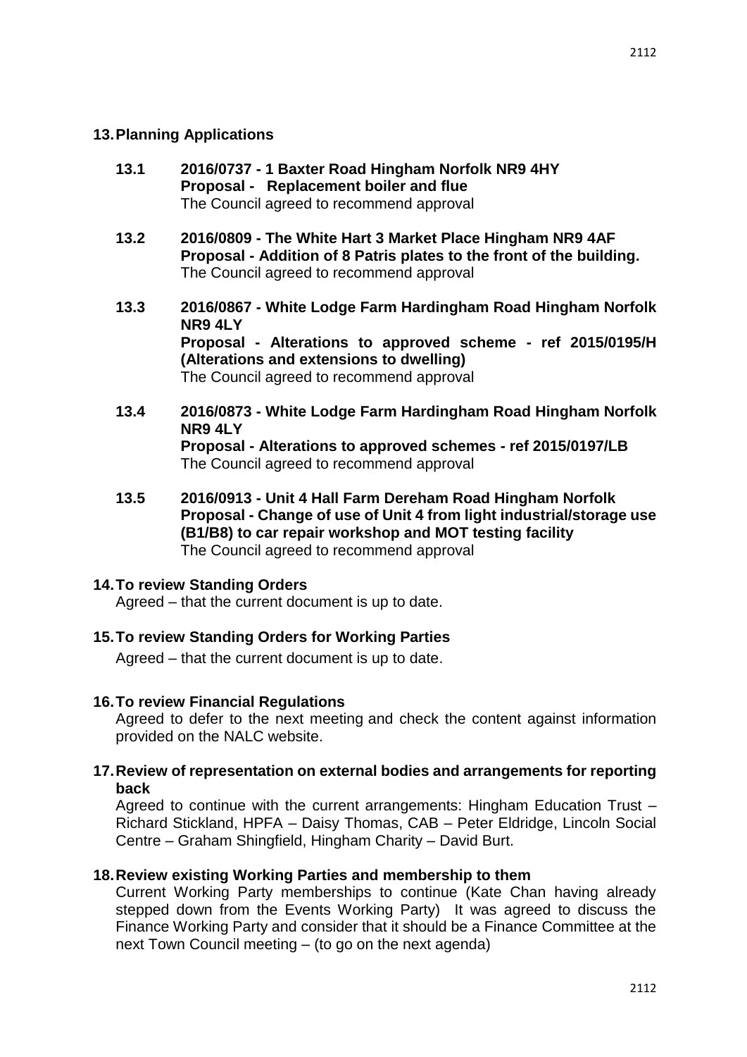## 13. Planning Applications

**13.1 2016/0737 - 1 Baxter Road Hingham Norfolk NR9 4HY**
**Proposal - Replacement boiler and flue**
The Council agreed to recommend approval

**13.2 2016/0809 - The White Hart 3 Market Place Hingham NR9 4AF**
**Proposal - Addition of 8 Patris plates to the front of the building.**
The Council agreed to recommend approval

**13.3 2016/0867 - White Lodge Farm Hardingham Road Hingham Norfolk NR9 4LY**
**Proposal - Alterations to approved scheme - ref 2015/0195/H (Alterations and extensions to dwelling)**
The Council agreed to recommend approval

**13.4 2016/0873 - White Lodge Farm Hardingham Road Hingham Norfolk NR9 4LY**
**Proposal - Alterations to approved schemes - ref 2015/0197/LB**
The Council agreed to recommend approval

**13.5 2016/0913 - Unit 4 Hall Farm Dereham Road Hingham Norfolk**
**Proposal - Change of use of Unit 4 from light industrial/storage use (B1/B8) to car repair workshop and MOT testing facility**
The Council agreed to recommend approval

## 14. To review Standing Orders

Agreed – that the current document is up to date.

## 15. To review Standing Orders for Working Parties

Agreed – that the current document is up to date.

## 16. To review Financial Regulations

Agreed to defer to the next meeting and check the content against information provided on the NALC website.

## 17. Review of representation on external bodies and arrangements for reporting back

Agreed to continue with the current arrangements: Hingham Education Trust – Richard Stickland, HPFA – Daisy Thomas, CAB – Peter Eldridge, Lincoln Social Centre – Graham Shingfield, Hingham Charity – David Burt.

## 18. Review existing Working Parties and membership to them

Current Working Party memberships to continue (Kate Chan having already stepped down from the Events Working Party) It was agreed to discuss the Finance Working Party and consider that it should be a Finance Committee at the next Town Council meeting – (to go on the next agenda)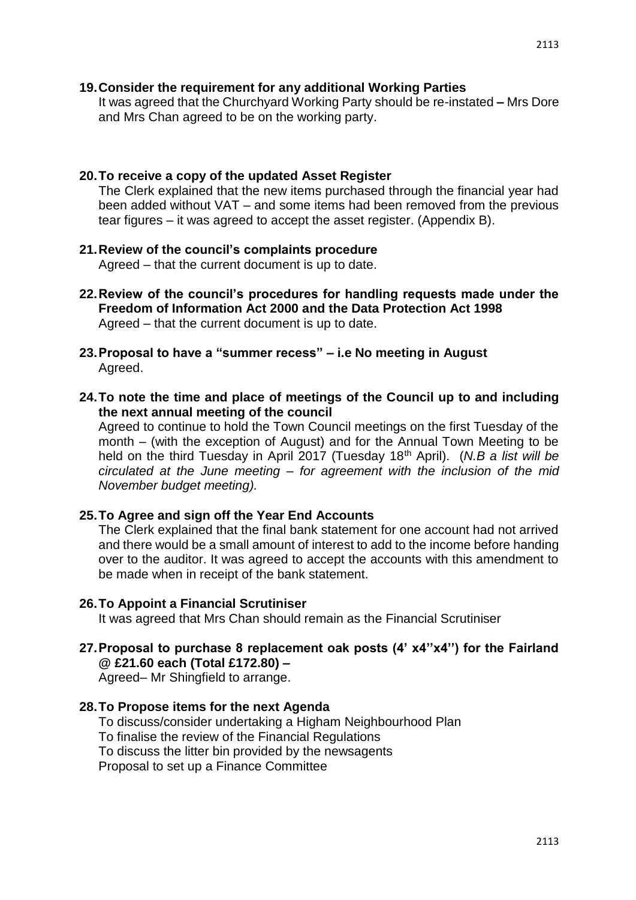**19. Consider the requirement for any additional Working Parties**

It was agreed that the Churchyard Working Party should be re-instated **–** Mrs Dore and Mrs Chan agreed to be on the working party.

**20. To receive a copy of the updated Asset Register**

The Clerk explained that the new items purchased through the financial year had been added without VAT – and some items had been removed from the previous tear figures – it was agreed to accept the asset register. (Appendix B).

**21. Review of the council's complaints procedure**

Agreed – that the current document is up to date.

**22. Review of the council's procedures for handling requests made under the Freedom of Information Act 2000 and the Data Protection Act 1998**

Agreed – that the current document is up to date.

**23. Proposal to have a "summer recess" – i.e No meeting in August**

Agreed.

**24. To note the time and place of meetings of the Council up to and including the next annual meeting of the council**

Agreed to continue to hold the Town Council meetings on the first Tuesday of the month – (with the exception of August) and for the Annual Town Meeting to be held on the third Tuesday in April 2017 (Tuesday 18th April). (*N.B a list will be circulated at the June meeting – for agreement with the inclusion of the mid November budget meeting).*

**25. To Agree and sign off the Year End Accounts**

The Clerk explained that the final bank statement for one account had not arrived and there would be a small amount of interest to add to the income before handing over to the auditor. It was agreed to accept the accounts with this amendment to be made when in receipt of the bank statement.

**26. To Appoint a Financial Scrutiniser**

It was agreed that Mrs Chan should remain as the Financial Scrutiniser

**27. Proposal to purchase 8 replacement oak posts (4' x4''x4'') for the Fairland @ £21.60 each (Total £172.80) –**

Agreed– Mr Shingfield to arrange.

**28. To Propose items for the next Agenda**

To discuss/consider undertaking a Higham Neighbourhood Plan
To finalise the review of the Financial Regulations
To discuss the litter bin provided by the newsagents
Proposal to set up a Finance Committee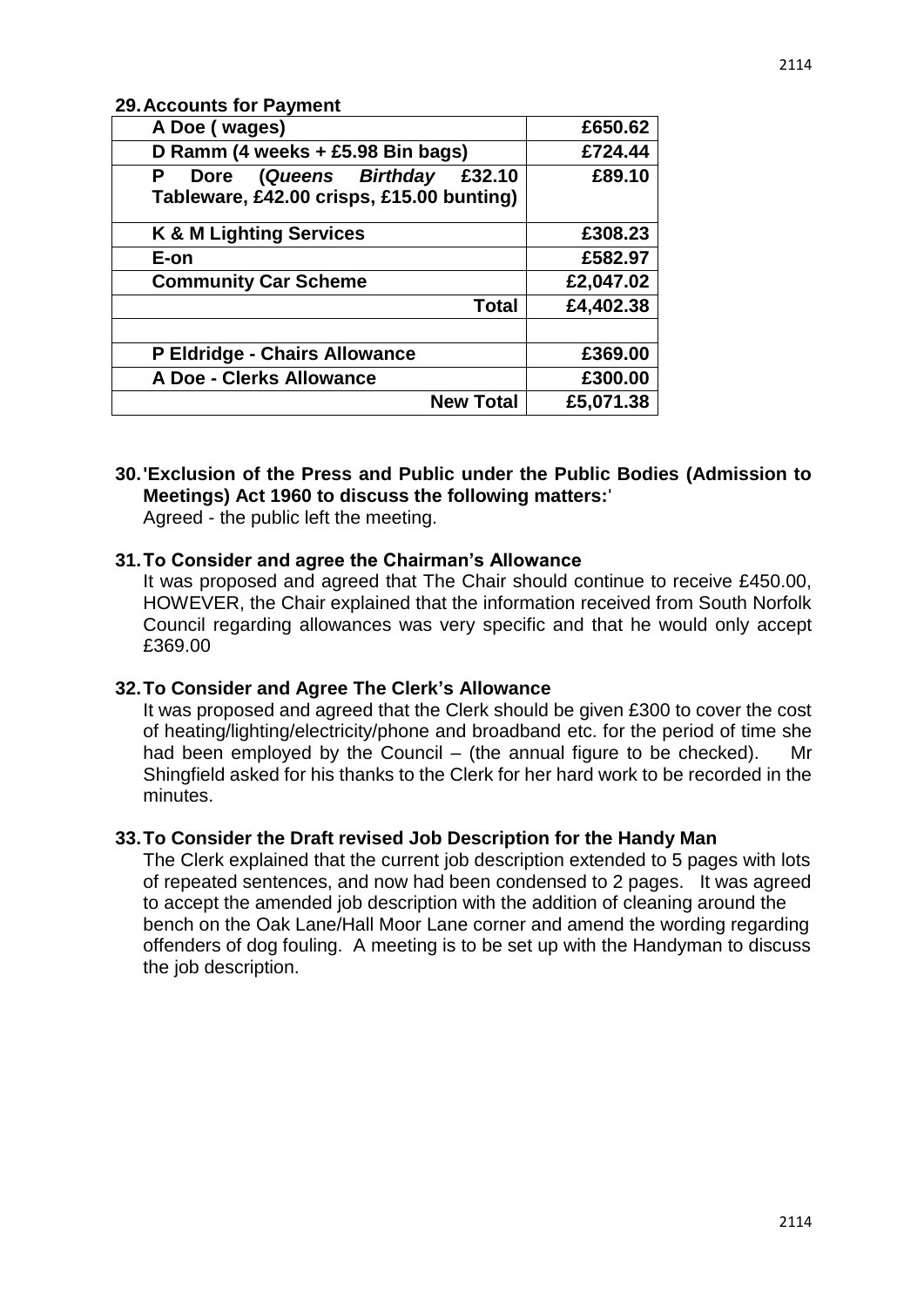**29. Accounts for Payment**

| | |
|---|---|
| **A Doe ( wages)** | **£650.62** |
| **D Ramm (4 weeks + £5.98 Bin bags)** | **£724.44** |
| **P Dore (*Queens Birthday* £32.10 Tableware, £42.00 crisps, £15.00 bunting)** | **£89.10** |
| **K & M Lighting Services** | **£308.23** |
| **E-on** | **£582.97** |
| **Community Car Scheme** | **£2,047.02** |
| **Total** | **£4,402.38** |
| | |
| **P Eldridge - Chairs Allowance** | **£369.00** |
| **A Doe - Clerks Allowance** | **£300.00** |
| **New Total** | **£5,071.38** |

**30. 'Exclusion of the Press and Public under the Public Bodies (Admission to Meetings) Act 1960 to discuss the following matters:'**

Agreed - the public left the meeting.

**31. To Consider and agree the Chairman's Allowance**

It was proposed and agreed that The Chair should continue to receive £450.00, HOWEVER, the Chair explained that the information received from South Norfolk Council regarding allowances was very specific and that he would only accept £369.00

**32. To Consider and Agree The Clerk's Allowance**

It was proposed and agreed that the Clerk should be given £300 to cover the cost of heating/lighting/electricity/phone and broadband etc. for the period of time she had been employed by the Council – (the annual figure to be checked). Mr Shingfield asked for his thanks to the Clerk for her hard work to be recorded in the minutes.

**33. To Consider the Draft revised Job Description for the Handy Man**

The Clerk explained that the current job description extended to 5 pages with lots of repeated sentences, and now had been condensed to 2 pages. It was agreed to accept the amended job description with the addition of cleaning around the bench on the Oak Lane/Hall Moor Lane corner and amend the wording regarding offenders of dog fouling. A meeting is to be set up with the Handyman to discuss the job description.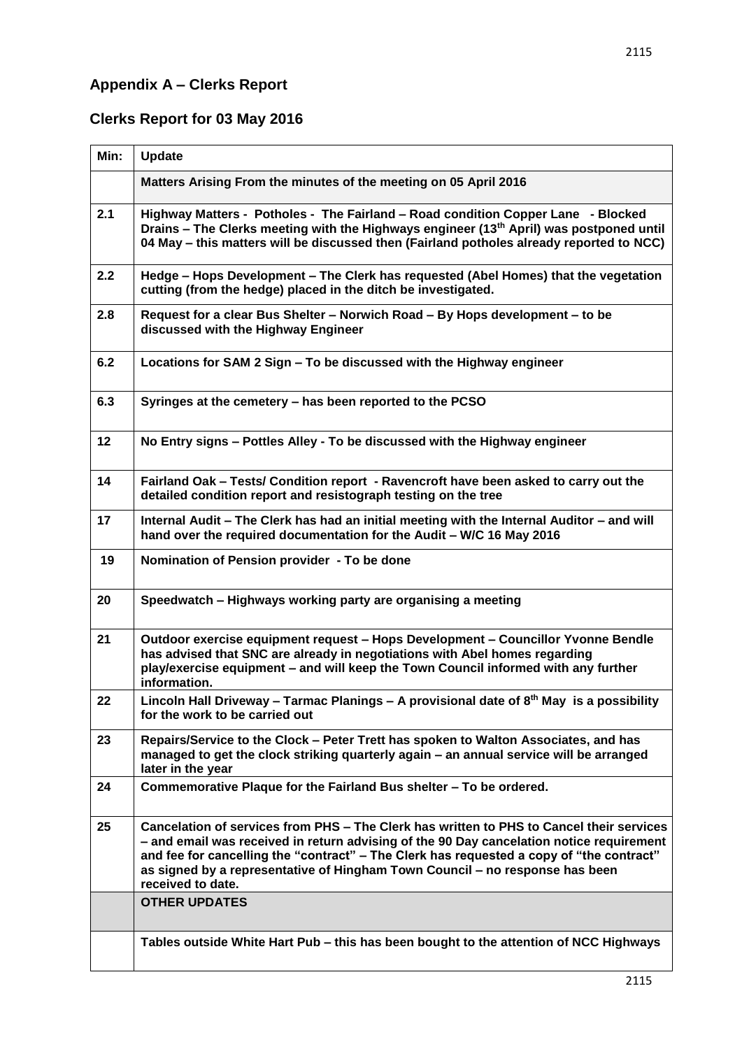## Appendix A – Clerks Report

## Clerks Report for 03 May 2016

| Min: | Update |
|---|---|
| | **Matters Arising From the minutes of the meeting on 05 April 2016** |
| **2.1** | **Highway Matters - Potholes - The Fairland – Road condition Copper Lane - Blocked Drains – The Clerks meeting with the Highways engineer (13th April) was postponed until 04 May – this matters will be discussed then (Fairland potholes already reported to NCC)** |
| **2.2** | **Hedge – Hops Development – The Clerk has requested (Abel Homes) that the vegetation cutting (from the hedge) placed in the ditch be investigated.** |
| **2.8** | **Request for a clear Bus Shelter – Norwich Road – By Hops development – to be discussed with the Highway Engineer** |
| **6.2** | **Locations for SAM 2 Sign – To be discussed with the Highway engineer** |
| **6.3** | **Syringes at the cemetery – has been reported to the PCSO** |
| **12** | **No Entry signs – Pottles Alley - To be discussed with the Highway engineer** |
| **14** | **Fairland Oak – Tests/ Condition report - Ravencroft have been asked to carry out the detailed condition report and resistograph testing on the tree** |
| **17** | **Internal Audit – The Clerk has had an initial meeting with the Internal Auditor – and will hand over the required documentation for the Audit – W/C 16 May 2016** |
| **19** | **Nomination of Pension provider - To be done** |
| **20** | **Speedwatch – Highways working party are organising a meeting** |
| **21** | **Outdoor exercise equipment request – Hops Development – Councillor Yvonne Bendle has advised that SNC are already in negotiations with Abel homes regarding play/exercise equipment – and will keep the Town Council informed with any further information.** |
| **22** | **Lincoln Hall Driveway – Tarmac Planings – A provisional date of 8th May is a possibility for the work to be carried out** |
| **23** | **Repairs/Service to the Clock – Peter Trett has spoken to Walton Associates, and has managed to get the clock striking quarterly again – an annual service will be arranged later in the year** |
| **24** | **Commemorative Plaque for the Fairland Bus shelter – To be ordered.** |
| **25** | **Cancelation of services from PHS – The Clerk has written to PHS to Cancel their services – and email was received in return advising of the 90 Day cancelation notice requirement and fee for cancelling the "contract" – The Clerk has requested a copy of "the contract" as signed by a representative of Hingham Town Council – no response has been received to date.** |
| | **OTHER UPDATES** |
| | **Tables outside White Hart Pub – this has been bought to the attention of NCC Highways** |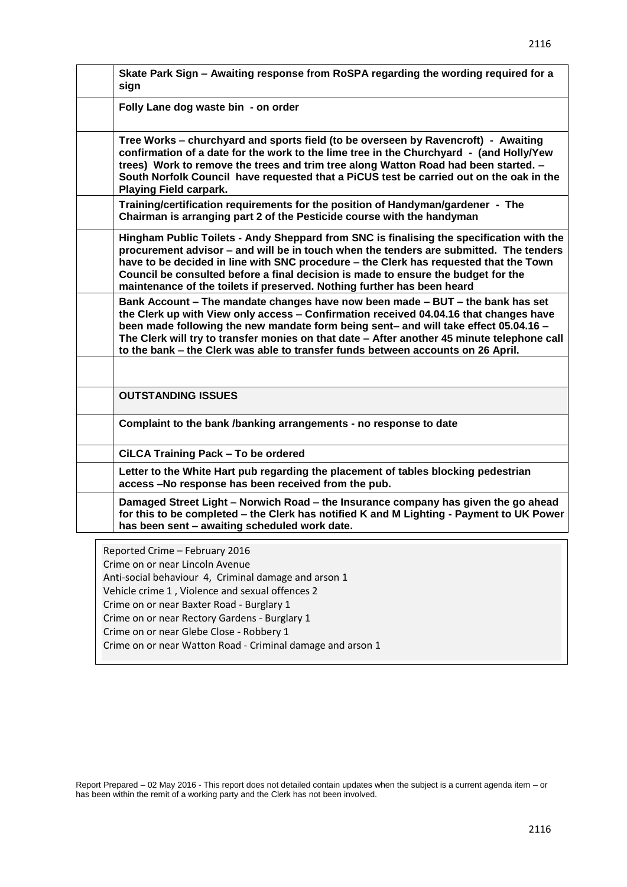| | |
|---|---|
| | **Skate Park Sign – Awaiting response from RoSPA regarding the wording required for a sign** |
| | **Folly Lane dog waste bin - on order** |
| | **Tree Works – churchyard and sports field (to be overseen by Ravencroft) - Awaiting confirmation of a date for the work to the lime tree in the Churchyard - (and Holly/Yew trees) Work to remove the trees and trim tree along Watton Road had been started. – South Norfolk Council have requested that a PiCUS test be carried out on the oak in the Playing Field carpark.** |
| | **Training/certification requirements for the position of Handyman/gardener - The Chairman is arranging part 2 of the Pesticide course with the handyman** |
| | **Hingham Public Toilets - Andy Sheppard from SNC is finalising the specification with the procurement advisor – and will be in touch when the tenders are submitted. The tenders have to be decided in line with SNC procedure – the Clerk has requested that the Town Council be consulted before a final decision is made to ensure the budget for the maintenance of the toilets if preserved. Nothing further has been heard** |
| | **Bank Account – The mandate changes have now been made – BUT – the bank has set the Clerk up with View only access – Confirmation received 04.04.16 that changes have been made following the new mandate form being sent– and will take effect 05.04.16 – The Clerk will try to transfer monies on that date – After another 45 minute telephone call to the bank – the Clerk was able to transfer funds between accounts on 26 April.** |
| | |
| | **OUTSTANDING ISSUES** |
| | **Complaint to the bank /banking arrangements - no response to date** |
| | **CiLCA Training Pack – To be ordered** |
| | **Letter to the White Hart pub regarding the placement of tables blocking pedestrian access –No response has been received from the pub.** |
| | **Damaged Street Light – Norwich Road – the Insurance company has given the go ahead for this to be completed – the Clerk has notified K and M Lighting - Payment to UK Power has been sent – awaiting scheduled work date.** |

Reported Crime – February 2016
Crime on or near Lincoln Avenue
Anti-social behaviour 4, Criminal damage and arson 1
Vehicle crime 1 , Violence and sexual offences 2
Crime on or near Baxter Road - Burglary 1
Crime on or near Rectory Gardens - Burglary 1
Crime on or near Glebe Close - Robbery 1
Crime on or near Watton Road - Criminal damage and arson 1

Report Prepared – 02 May 2016 - This report does not detailed contain updates when the subject is a current agenda item – or has been within the remit of a working party and the Clerk has not been involved.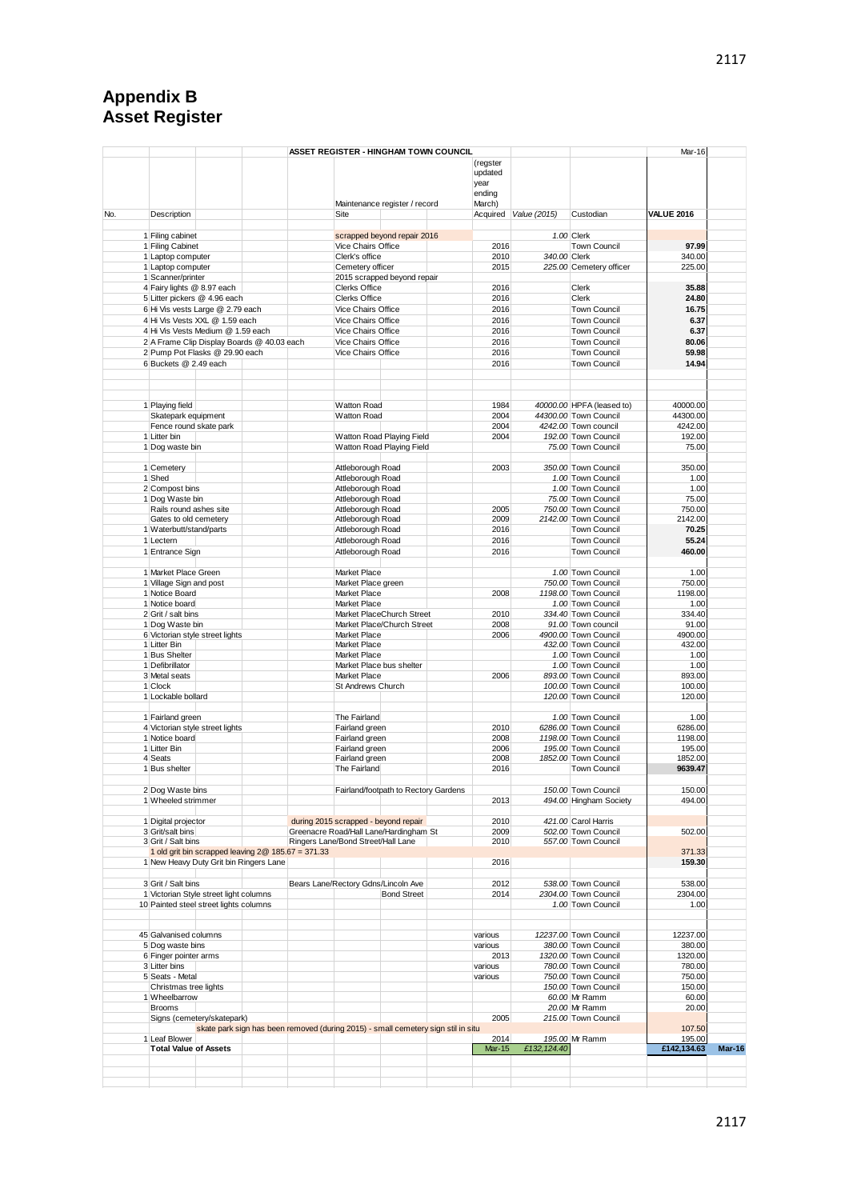# Appendix B
# Asset Register

| No. | Description | Site | (regster updated year ending March) Acquired | Value (2015) | Custodian | VALUE 2016 | Mar-16 |
|---|---|---|---|---|---|---|---|
| | | **ASSET REGISTER - HINGHAM TOWN COUNCIL** | | | | | |
| | | Maintenance register / record | | | | | |
| 1 | Filing cabinet | scrapped beyond repair 2016 | | 1.00 | Clerk | | |
| 1 | Filing Cabinet | Vice Chairs Office | 2016 | | Town Council | 97.99 | |
| 1 | Laptop computer | Clerk's office | 2010 | 340.00 | Clerk | 340.00 | |
| 1 | Laptop computer | Cemetery officer | 2015 | 225.00 | Cemetery officer | 225.00 | |
| 1 | Scanner/printer | 2015 scrapped beyond repair | | | | | |
| 4 | Fairy lights @ 8.97 each | Clerks Office | 2016 | | Clerk | 35.88 | |
| 5 | Litter pickers @ 4.96 each | Clerks Office | 2016 | | Clerk | 24.80 | |
| 6 | Hi Vis vests Large @ 2.79 each | Vice Chairs Office | 2016 | | Town Council | 16.75 | |
| 4 | Hi Vis Vests XXL @ 1.59 each | Vice Chairs Office | 2016 | | Town Council | 6.37 | |
| 4 | Hi Vis Vests Medium @ 1.59 each | Vice Chairs Office | 2016 | | Town Council | 6.37 | |
| 2 | A Frame Clip Display Boards @ 40.03 each | Vice Chairs Office | 2016 | | Town Council | 80.06 | |
| 2 | Pump Pot Flasks @ 29.90 each | Vice Chairs Office | 2016 | | Town Council | 59.98 | |
| 6 | Buckets @ 2.49 each | | 2016 | | Town Council | 14.94 | |
| 1 | Playing field | Watton Road | 1984 | 40000.00 | HPFA (leased to) | 40000.00 | |
| | Skatepark equipment | Watton Road | 2004 | 44300.00 | Town Council | 44300.00 | |
| | Fence round skate park | | 2004 | 4242.00 | Town council | 4242.00 | |
| 1 | Litter bin | Watton Road Playing Field | 2004 | 192.00 | Town Council | 192.00 | |
| 1 | Dog waste bin | Watton Road Playing Field | | 75.00 | Town Council | 75.00 | |
| 1 | Cemetery | Attleborough Road | 2003 | 350.00 | Town Council | 350.00 | |
| 1 | Shed | Attleborough Road | | 1.00 | Town Council | 1.00 | |
| 2 | Compost bins | Attleborough Road | | 1.00 | Town Council | 1.00 | |
| 1 | Dog Waste bin | Attleborough Road | | 75.00 | Town Council | 75.00 | |
| | Rails round ashes site | Attleborough Road | 2005 | 750.00 | Town Council | 750.00 | |
| | Gates to old cemetery | Attleborough Road | 2009 | 2142.00 | Town Council | 2142.00 | |
| 1 | Waterbutt/stand/parts | Attleborough Road | 2016 | | Town Council | 70.25 | |
| 1 | Lectern | Attleborough Road | 2016 | | Town Council | 55.24 | |
| 1 | Entrance Sign | Attleborough Road | 2016 | | Town Council | 460.00 | |
| 1 | Market Place Green | Market Place | | 1.00 | Town Council | 1.00 | |
| 1 | Village Sign and post | Market Place green | | 750.00 | Town Council | 750.00 | |
| 1 | Notice Board | Market Place | 2008 | 1198.00 | Town Council | 1198.00 | |
| 1 | Notice board | Market Place | | 1.00 | Town Council | 1.00 | |
| 2 | Grit / salt bins | Market PlaceChurch Street | 2010 | 334.40 | Town Council | 334.40 | |
| 1 | Dog Waste bin | Market Place/Church Street | 2008 | 91.00 | Town council | 91.00 | |
| 6 | Victorian style street lights | Market Place | 2006 | 4900.00 | Town Council | 4900.00 | |
| 1 | Litter Bin | Market Place | | 432.00 | Town Council | 432.00 | |
| 1 | Bus Shelter | Market Place | | 1.00 | Town Council | 1.00 | |
| 1 | Defibrillator | Market Place bus shelter | | 1.00 | Town Council | 1.00 | |
| 3 | Metal seats | Market Place | 2006 | 893.00 | Town Council | 893.00 | |
| 1 | Clock | St Andrews Church | | 100.00 | Town Council | 100.00 | |
| 1 | Lockable bollard | | | 120.00 | Town Council | 120.00 | |
| 1 | Fairland green | The Fairland | | 1.00 | Town Council | 1.00 | |
| 4 | Victorian style street lights | Fairland green | 2010 | 6286.00 | Town Council | 6286.00 | |
| 1 | Notice board | Fairland green | 2008 | 1198.00 | Town Council | 1198.00 | |
| 1 | Litter Bin | Fairland green | 2006 | 195.00 | Town Council | 195.00 | |
| 4 | Seats | Fairland green | 2008 | 1852.00 | Town Council | 1852.00 | |
| 1 | Bus shelter | The Fairland | 2016 | | Town Council | 9639.47 | |
| 2 | Dog Waste bins | Fairland/footpath to Rectory Gardens | | 150.00 | Town Council | 150.00 | |
| 1 | Wheeled strimmer | | 2013 | 494.00 | Hingham Society | 494.00 | |
| 1 | Digital projector | during 2015 scrapped - beyond repair | 2010 | 421.00 | Carol Harris | | |
| 3 | Grit/salt bins | Greenacre Road/Hall Lane/Hardingham St | 2009 | 502.00 | Town Council | 502.00 | |
| 3 | Grit / Salt bins | Ringers Lane/Bond Street/Hall Lane | 2010 | 557.00 | Town Council | | |
| | 1 old grit bin scrapped leaving 2@ 185.67 = 371.33 | | | | | 371.33 | |
| 1 | New Heavy Duty Grit bin Ringers Lane | | 2016 | | | 159.30 | |
| 3 | Grit / Salt bins | Bears Lane/Rectory Gdns/Lincoln Ave | 2012 | 538.00 | Town Council | 538.00 | |
| 1 | Victorian Style street light columns | Bond Street | 2014 | 2304.00 | Town Council | 2304.00 | |
| 10 | Painted steel street lights columns | | | 1.00 | Town Council | 1.00 | |
| 45 | Galvanised columns | | various | 12237.00 | Town Council | 12237.00 | |
| 5 | Dog waste bins | | various | 380.00 | Town Council | 380.00 | |
| 6 | Finger pointer arms | | 2013 | 1320.00 | Town Council | 1320.00 | |
| 3 | Litter bins | | various | 780.00 | Town Council | 780.00 | |
| 5 | Seats - Metal | | various | 750.00 | Town Council | 750.00 | |
| | Christmas tree lights | | | 150.00 | Town Council | 150.00 | |
| 1 | Wheelbarrow | | | 60.00 | Mr Ramm | 60.00 | |
| | Brooms | | | 20.00 | Mr Ramm | 20.00 | |
| | Signs (cemetery/skatepark) | | 2005 | 215.00 | Town Council | | |
| | skate park sign has been removed (during 2015) - small cemetery sign stil in situ | | | | | 107.50 | |
| 1 | Leaf Blower | | 2014 | 195.00 | Mr Ramm | 195.00 | |
| | **Total Value of Assets** | | Mar-15 | £132,124.40 | | **£142,134.63** | **Mar-16** |